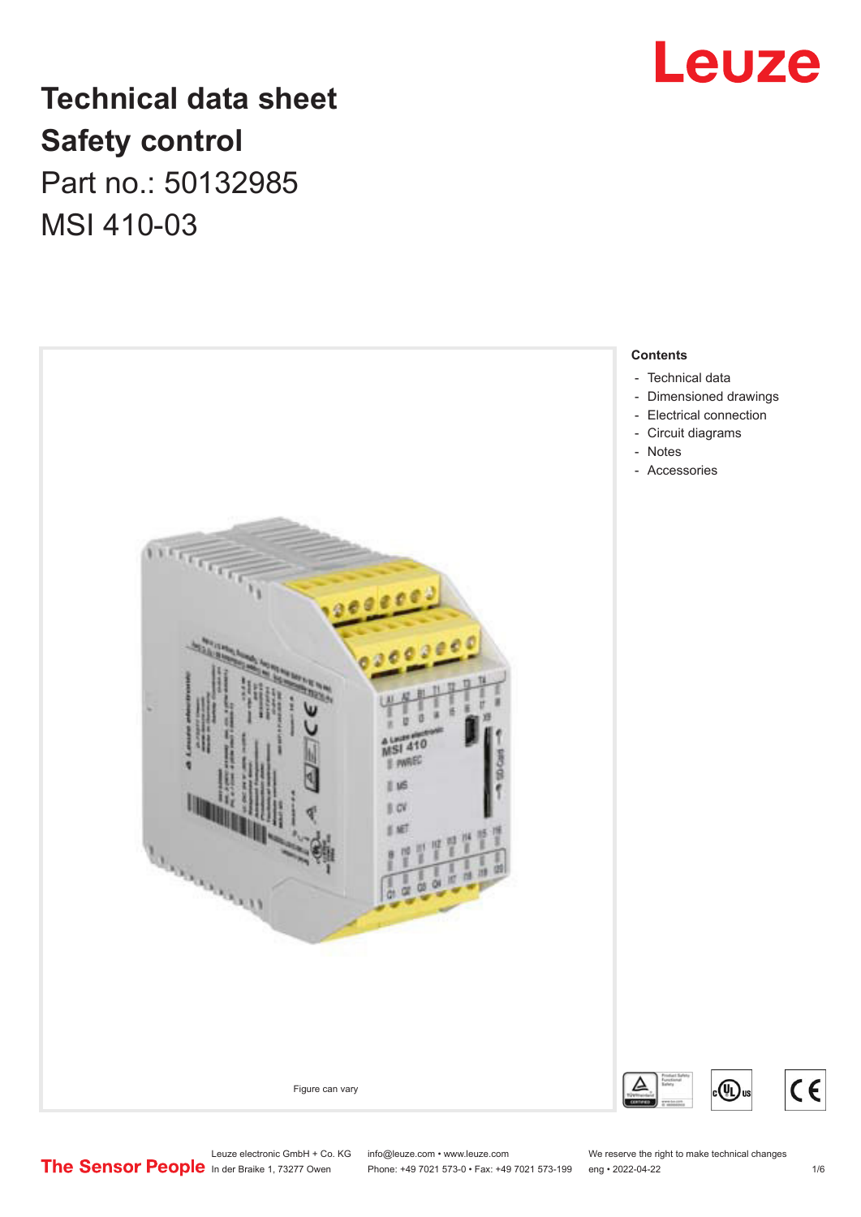# Technical data sheet
# Safety control
Part no.: 50132985

MSI 410-03

Figure can vary

**Contents**

- Technical data
- Dimensioned drawings
- Electrical connection
- Circuit diagrams
- Notes
- Accessories

Leuze electronic GmbH + Co. KG
In der Braike 1, 73277 Owen

info@leuze.com • www.leuze.com
Phone: +49 7021 573-0 • Fax: +49 7021 573-199

We reserve the right to make technical changes
eng • 2022-04-22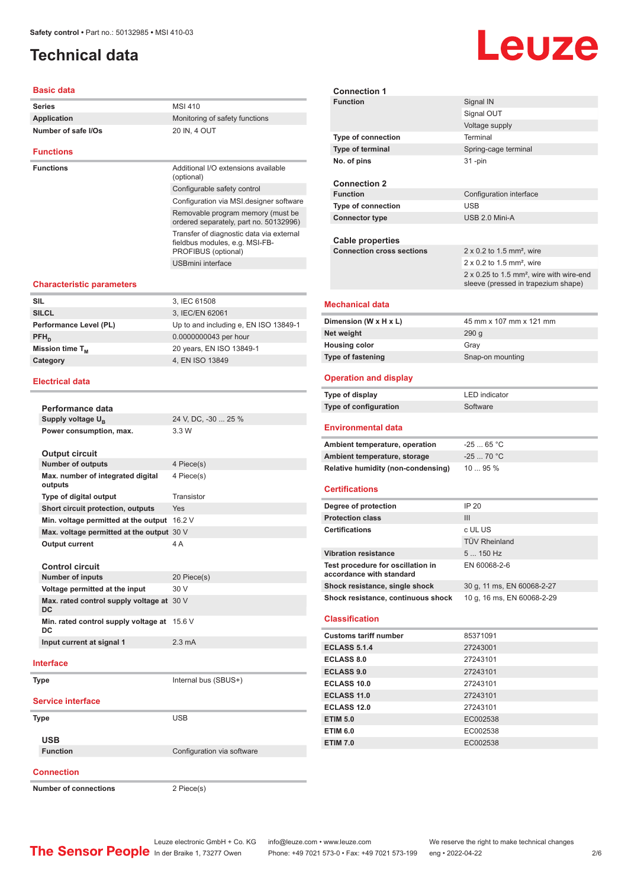# Technical data

## Basic data

| | |
|---|---|
| **Series** | MSI 410 |
| **Application** | Monitoring of safety functions |
| **Number of safe I/Os** | 20 IN, 4 OUT |

## Functions

| | |
|---|---|
| **Functions** | Additional I/O extensions available (optional) |
| | Configurable safety control |
| | Configuration via MSI.designer software |
| | Removable program memory (must be ordered separately, part no. 50132996) |
| | Transfer of diagnostic data via external fieldbus modules, e.g. MSI-FB-PROFIBUS (optional) |
| | USBmini interface |

## Characteristic parameters

| | |
|---|---|
| **SIL** | 3, IEC 61508 |
| **SILCL** | 3, IEC/EN 62061 |
| **Performance Level (PL)** | Up to and including e, EN ISO 13849-1 |
| **$PFH_D$** | 0.0000000043 per hour |
| **Mission time $T_M$** | 20 years, EN ISO 13849-1 |
| **Category** | 4, EN ISO 13849 |

## Electrical data

### Performance data

| | |
|---|---|
| **Supply voltage $U_B$** | 24 V, DC, -30 ... 25 % |
| **Power consumption, max.** | 3.3 W |

### Output circuit

| | |
|---|---|
| **Number of outputs** | 4 Piece(s) |
| **Max. number of integrated digital outputs** | 4 Piece(s) |
| **Type of digital output** | Transistor |
| **Short circuit protection, outputs** | Yes |
| **Min. voltage permitted at the output** | 16.2 V |
| **Max. voltage permitted at the output** | 30 V |
| **Output current** | 4 A |

### Control circuit

| | |
|---|---|
| **Number of inputs** | 20 Piece(s) |
| **Voltage permitted at the input** | 30 V |
| **Max. rated control supply voltage at DC** | 30 V |
| **Min. rated control supply voltage at DC** | 15.6 V |
| **Input current at signal 1** | 2.3 mA |

## Interface

| | |
|---|---|
| **Type** | Internal bus (SBUS+) |

## Service interface

| | |
|---|---|
| **Type** | USB |

### USB

| | |
|---|---|
| **Function** | Configuration via software |

## Connection

| | |
|---|---|
| **Number of connections** | 2 Piece(s) |

### Connection 1

| | |
|---|---|
| **Function** | Signal IN |
| | Signal OUT |
| | Voltage supply |
| **Type of connection** | Terminal |
| **Type of terminal** | Spring-cage terminal |
| **No. of pins** | 31 -pin |

### Connection 2

| | |
|---|---|
| **Function** | Configuration interface |
| **Type of connection** | USB |
| **Connector type** | USB 2.0 Mini-A |

### Cable properties

| | |
|---|---|
| **Connection cross sections** | 2 x 0.2 to 1.5 mm², wire |
| | 2 x 0.2 to 1.5 mm², wire |
| | 2 x 0.25 to 1.5 mm², wire with wire-end sleeve (pressed in trapezium shape) |

## Mechanical data

| | |
|---|---|
| **Dimension (W x H x L)** | 45 mm x 107 mm x 121 mm |
| **Net weight** | 290 g |
| **Housing color** | Gray |
| **Type of fastening** | Snap-on mounting |

## Operation and display

| | |
|---|---|
| **Type of display** | LED indicator |
| **Type of configuration** | Software |

## Environmental data

| | |
|---|---|
| **Ambient temperature, operation** | -25 ... 65 °C |
| **Ambient temperature, storage** | -25 ... 70 °C |
| **Relative humidity (non-condensing)** | 10 ... 95 % |

## Certifications

| | |
|---|---|
| **Degree of protection** | IP 20 |
| **Protection class** | III |
| **Certifications** | c UL US |
| | TÜV Rheinland |
| **Vibration resistance** | 5 ... 150 Hz |
| **Test procedure for oscillation in accordance with standard** | EN 60068-2-6 |
| **Shock resistance, single shock** | 30 g, 11 ms, EN 60068-2-27 |
| **Shock resistance, continuous shock** | 10 g, 16 ms, EN 60068-2-29 |

## Classification

| | |
|---|---|
| **Customs tariff number** | 85371091 |
| **ECLASS 5.1.4** | 27243001 |
| **ECLASS 8.0** | 27243101 |
| **ECLASS 9.0** | 27243101 |
| **ECLASS 10.0** | 27243101 |
| **ECLASS 11.0** | 27243101 |
| **ECLASS 12.0** | 27243101 |
| **ETIM 5.0** | EC002538 |
| **ETIM 6.0** | EC002538 |
| **ETIM 7.0** | EC002538 |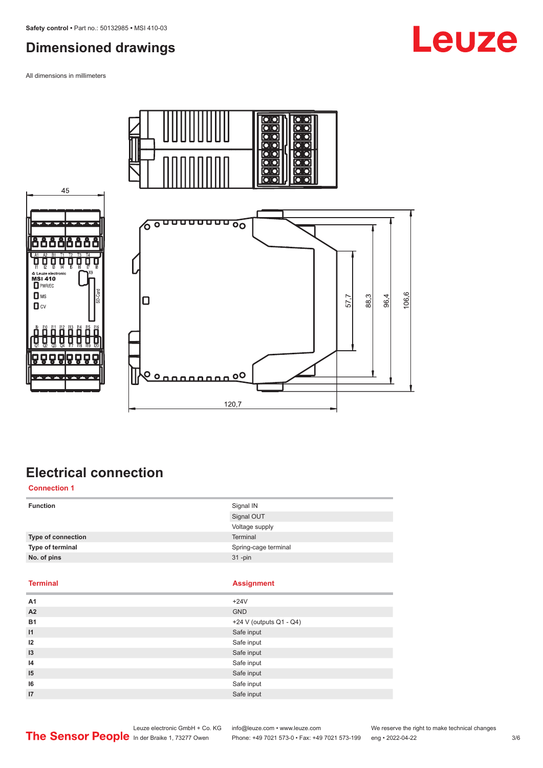## Dimensioned drawings

All dimensions in millimeters

## Electrical connection

### Connection 1

| | |
|---|---|
| **Function** | Signal IN |
| | Signal OUT |
| | Voltage supply |
| **Type of connection** | Terminal |
| **Type of terminal** | Spring-cage terminal |
| **No. of pins** | 31 -pin |

| Terminal | Assignment |
|---|---|
| **A1** | +24V |
| **A2** | GND |
| **B1** | +24 V (outputs Q1 - Q4) |
| **I1** | Safe input |
| **I2** | Safe input |
| **I3** | Safe input |
| **I4** | Safe input |
| **I5** | Safe input |
| **I6** | Safe input |
| **I7** | Safe input |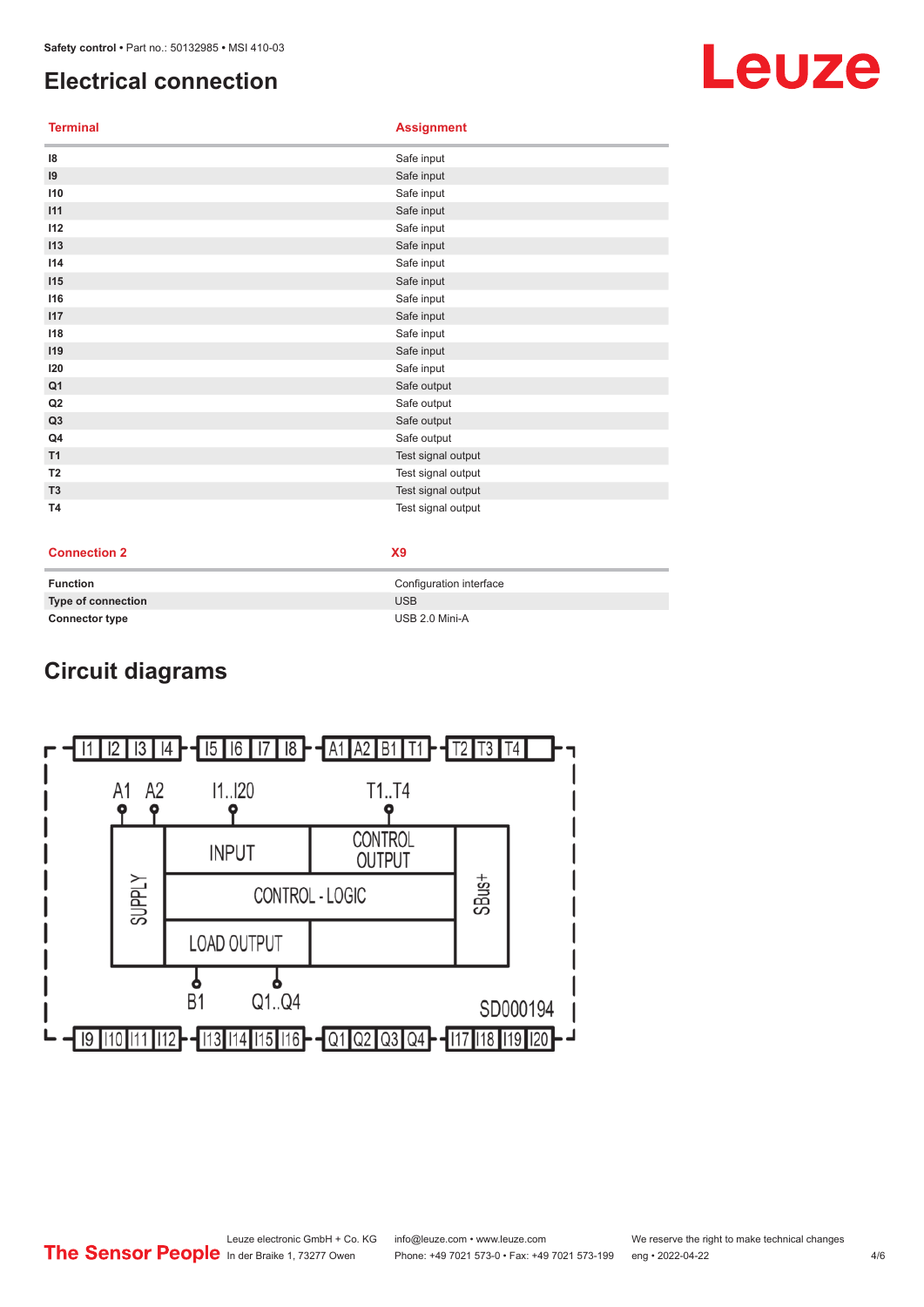## Electrical connection

| Terminal | Assignment |
|---|---|
| I8 | Safe input |
| I9 | Safe input |
| I10 | Safe input |
| I11 | Safe input |
| I12 | Safe input |
| I13 | Safe input |
| I14 | Safe input |
| I15 | Safe input |
| I16 | Safe input |
| I17 | Safe input |
| I18 | Safe input |
| I19 | Safe input |
| I20 | Safe input |
| Q1 | Safe output |
| Q2 | Safe output |
| Q3 | Safe output |
| Q4 | Safe output |
| T1 | Test signal output |
| T2 | Test signal output |
| T3 | Test signal output |
| T4 | Test signal output |

| Connection 2 | X9 |
|---|---|
| Function | Configuration interface |
| Type of connection | USB |
| Connector type | USB 2.0 Mini-A |

## Circuit diagrams

I1 I2 I3 I4 – I5 I6 I7 I8 – A1 A2 B1 T1 – T2 T3 T4

A1 A2 | I1..I20 | T1..T4

SUPPLY | INPUT | CONTROL OUTPUT | CONTROL - LOGIC | LOAD OUTPUT | SBus+

B1 | Q1..Q4

SD000194

I9 I10 I11 I12 – I13 I14 I15 I16 – Q1 Q2 Q3 Q4 – I17 I18 I19 I20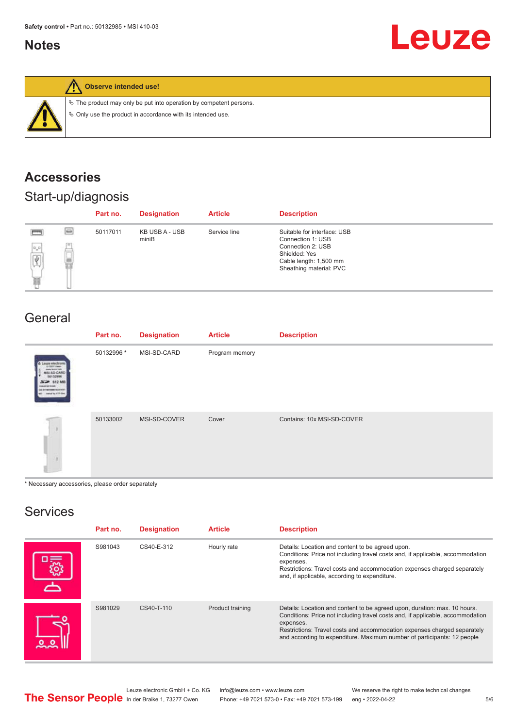## Notes

**Observe intended use!**

- ✎ The product may only be put into operation by competent persons.
- ✎ Only use the product in accordance with its intended use.

# Accessories

## Start-up/diagnosis

| Part no. | Designation | Article | Description |
|---|---|---|---|
| 50117011 | KB USB A - USB miniB | Service line | Suitable for interface: USB<br>Connection 1: USB<br>Connection 2: USB<br>Shielded: Yes<br>Cable length: 1,500 mm<br>Sheathing material: PVC |

## General

| Part no. | Designation | Article | Description |
|---|---|---|---|
| 50132996 * | MSI-SD-CARD | Program memory | |
| 50133002 | MSI-SD-COVER | Cover | Contains: 10x MSI-SD-COVER |

* Necessary accessories, please order separately

## Services

| Part no. | Designation | Article | Description |
|---|---|---|---|
| S981043 | CS40-E-312 | Hourly rate | Details: Location and content to be agreed upon.<br>Conditions: Price not including travel costs and, if applicable, accommodation expenses.<br>Restrictions: Travel costs and accommodation expenses charged separately and, if applicable, according to expenditure. |
| S981029 | CS40-T-110 | Product training | Details: Location and content to be agreed upon, duration: max. 10 hours.<br>Conditions: Price not including travel costs and, if applicable, accommodation expenses.<br>Restrictions: Travel costs and accommodation expenses charged separately and according to expenditure. Maximum number of participants: 12 people |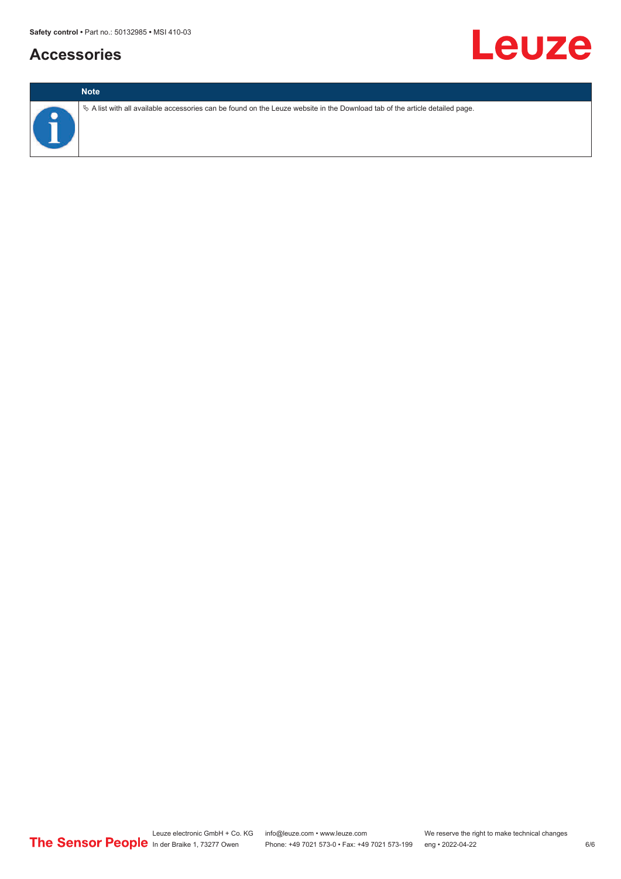## Accessories

| | Note |
| --- | --- |
| | ✎ A list with all available accessories can be found on the Leuze website in the Download tab of the article detailed page. |